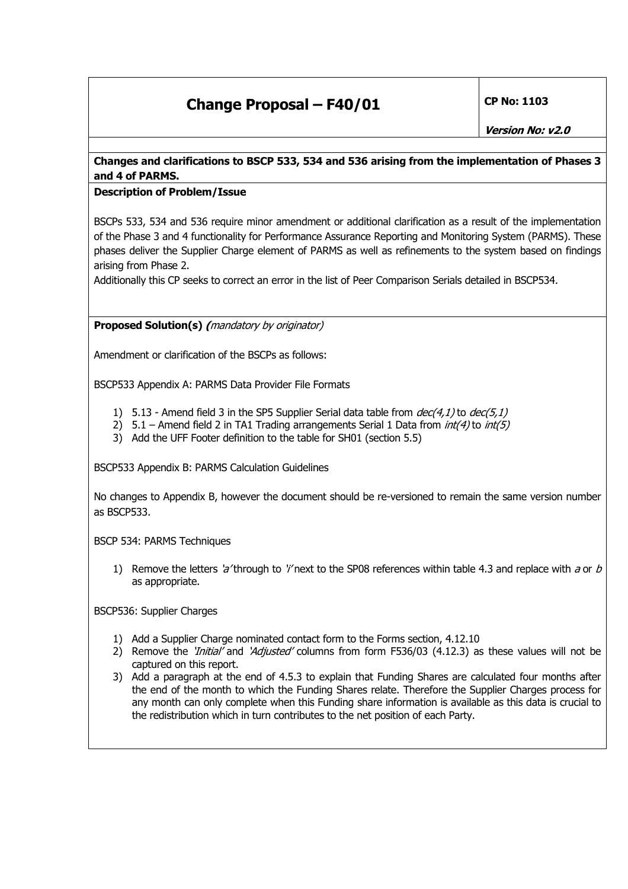# Change Proposal – F40/01

**CP No: 1103**

***Version No: v2.0***

**Changes and clarifications to BSCP 533, 534 and 536 arising from the implementation of Phases 3 and 4 of PARMS.**

**Description of Problem/Issue**

BSCPs 533, 534 and 536 require minor amendment or additional clarification as a result of the implementation of the Phase 3 and 4 functionality for Performance Assurance Reporting and Monitoring System (PARMS). These phases deliver the Supplier Charge element of PARMS as well as refinements to the system based on findings arising from Phase 2.

Additionally this CP seeks to correct an error in the list of Peer Comparison Serials detailed in BSCP534.

**Proposed Solution(s)** ***(mandatory by originator)***

Amendment or clarification of the BSCPs as follows:

BSCP533 Appendix A: PARMS Data Provider File Formats

1) 5.13 - Amend field 3 in the SP5 Supplier Serial data table from *dec(4,1)* to *dec(5,1)*
2) 5.1 – Amend field 2 in TA1 Trading arrangements Serial 1 Data from *int(4)* to *int(5)*
3) Add the UFF Footer definition to the table for SH01 (section 5.5)

BSCP533 Appendix B: PARMS Calculation Guidelines

No changes to Appendix B, however the document should be re-versioned to remain the same version number as BSCP533.

BSCP 534: PARMS Techniques

1) Remove the letters *'a'* through to *'i'* next to the SP08 references within table 4.3 and replace with *a* or *b* as appropriate.

BSCP536: Supplier Charges

1) Add a Supplier Charge nominated contact form to the Forms section, 4.12.10
2) Remove the *'Initial'* and *'Adjusted'* columns from form F536/03 (4.12.3) as these values will not be captured on this report.
3) Add a paragraph at the end of 4.5.3 to explain that Funding Shares are calculated four months after the end of the month to which the Funding Shares relate. Therefore the Supplier Charges process for any month can only complete when this Funding share information is available as this data is crucial to the redistribution which in turn contributes to the net position of each Party.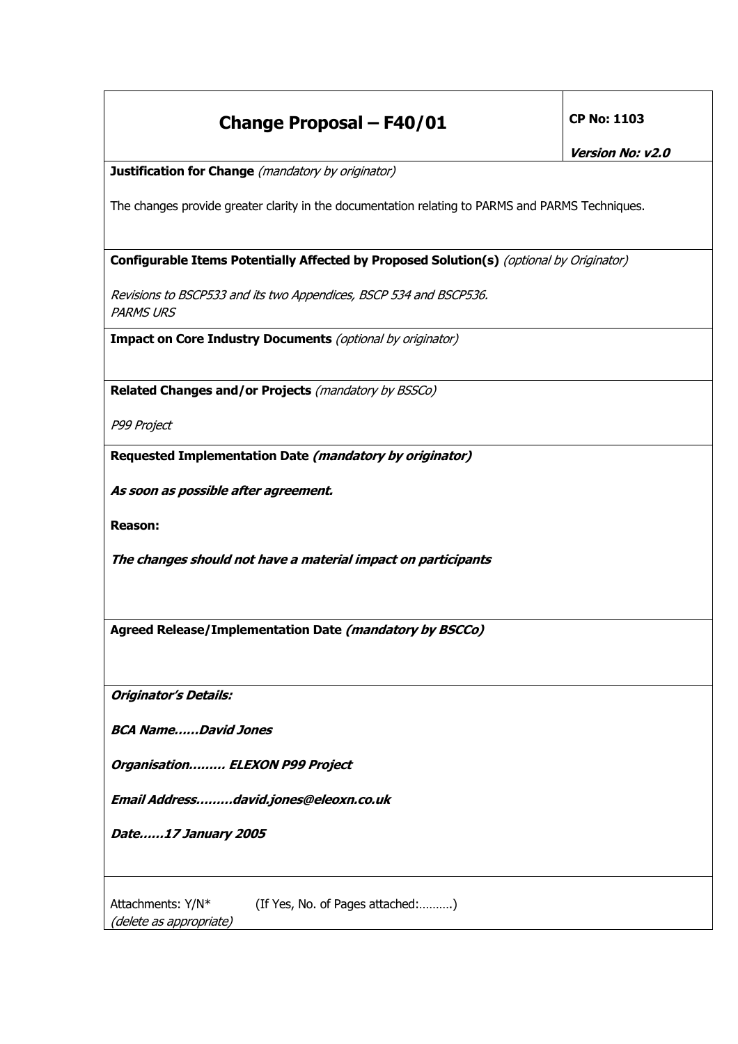# Change Proposal – F40/01

**CP No: 1103**

***Version No: v2.0***

**Justification for Change** *(mandatory by originator)*

The changes provide greater clarity in the documentation relating to PARMS and PARMS Techniques.

**Configurable Items Potentially Affected by Proposed Solution(s)** *(optional by Originator)*

*Revisions to BSCP533 and its two Appendices, BSCP 534 and BSCP536.*
*PARMS URS*

**Impact on Core Industry Documents** *(optional by originator)*

**Related Changes and/or Projects** *(mandatory by BSSCo)*

*P99 Project*

**Requested Implementation Date *(mandatory by originator)***

***As soon as possible after agreement.***

**Reason:**

***The changes should not have a material impact on participants***

**Agreed Release/Implementation Date *(mandatory by BSCCo)***

***Originator's Details:***

***BCA Name……David Jones***

***Organisation……… ELEXON P99 Project***

***Email Address………david.jones@eleoxn.co.uk***

***Date……17 January 2005***

Attachments: Y/N* (If Yes, No. of Pages attached:……….)
*(delete as appropriate)*